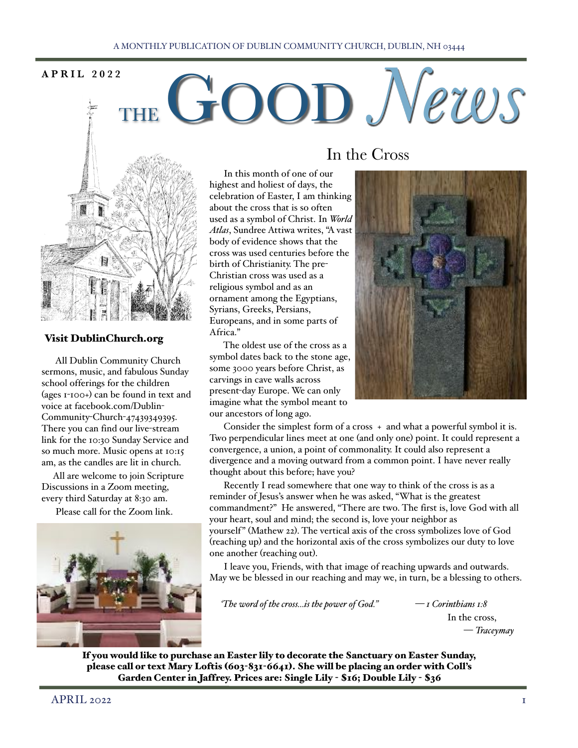A MONTHLY PUBLICATION OF DUBLIN COMMUNITY CHURCH, DUBLIN, NH 03444

**APRIL 2022**

# THE GOOD *News*

**Visit DublinChurch.org**

All Dublin Community Church sermons, music, and fabulous Sunday school offerings for the children (ages 1-100+) can be found in text and voice at facebook.com/Dublin-Community-Church-47439349395. There you can find our live-stream link for the 10:30 Sunday Service and so much more. Music opens at 10:15 am, as the candles are lit in church.

All are welcome to join Scripture Discussions in a Zoom meeting, every third Saturday at 8:30 am.

Please call for the Zoom link.

## In the Cross

In this month of one of our highest and holiest of days, the celebration of Easter, I am thinking about the cross that is so often used as a symbol of Christ. In *World Atlas*, Sundree Attiwa writes, "A vast body of evidence shows that the cross was used centuries before the birth of Christianity. The pre-Christian cross was used as a religious symbol and as an ornament among the Egyptians, Syrians, Greeks, Persians, Europeans, and in some parts of Africa."

The oldest use of the cross as a symbol dates back to the stone age, some 3000 years before Christ, as carvings in cave walls across present-day Europe. We can only imagine what the symbol meant to our ancestors of long ago.

Consider the simplest form of a cross + and what a powerful symbol it is. Two perpendicular lines meet at one (and only one) point. It could represent a convergence, a union, a point of commonality. It could also represent a divergence and a moving outward from a common point. I have never really thought about this before; have you?

Recently I read somewhere that one way to think of the cross is as a reminder of Jesus's answer when he was asked, "What is the greatest commandment?" He answered, "There are two. The first is, love God with all your heart, soul and mind; the second is, love your neighbor as yourself" (Mathew 22). The vertical axis of the cross symbolizes love of God (reaching up) and the horizontal axis of the cross symbolizes our duty to love one another (reaching out).

I leave you, Friends, with that image of reaching upwards and outwards. May we be blessed in our reaching and may we, in turn, be a blessing to others.

*'The word of the cross…is the power of God."* — *1 Corinthians 1:8*

In the cross,

— *Traceymay*

**If you would like to purchase an Easter lily to decorate the Sanctuary on Easter Sunday, please call or text Mary Loftis (603-831-6641). She will be placing an order with Coll's Garden Center in Jaffrey. Prices are: Single Lily - $16; Double Lily - $36**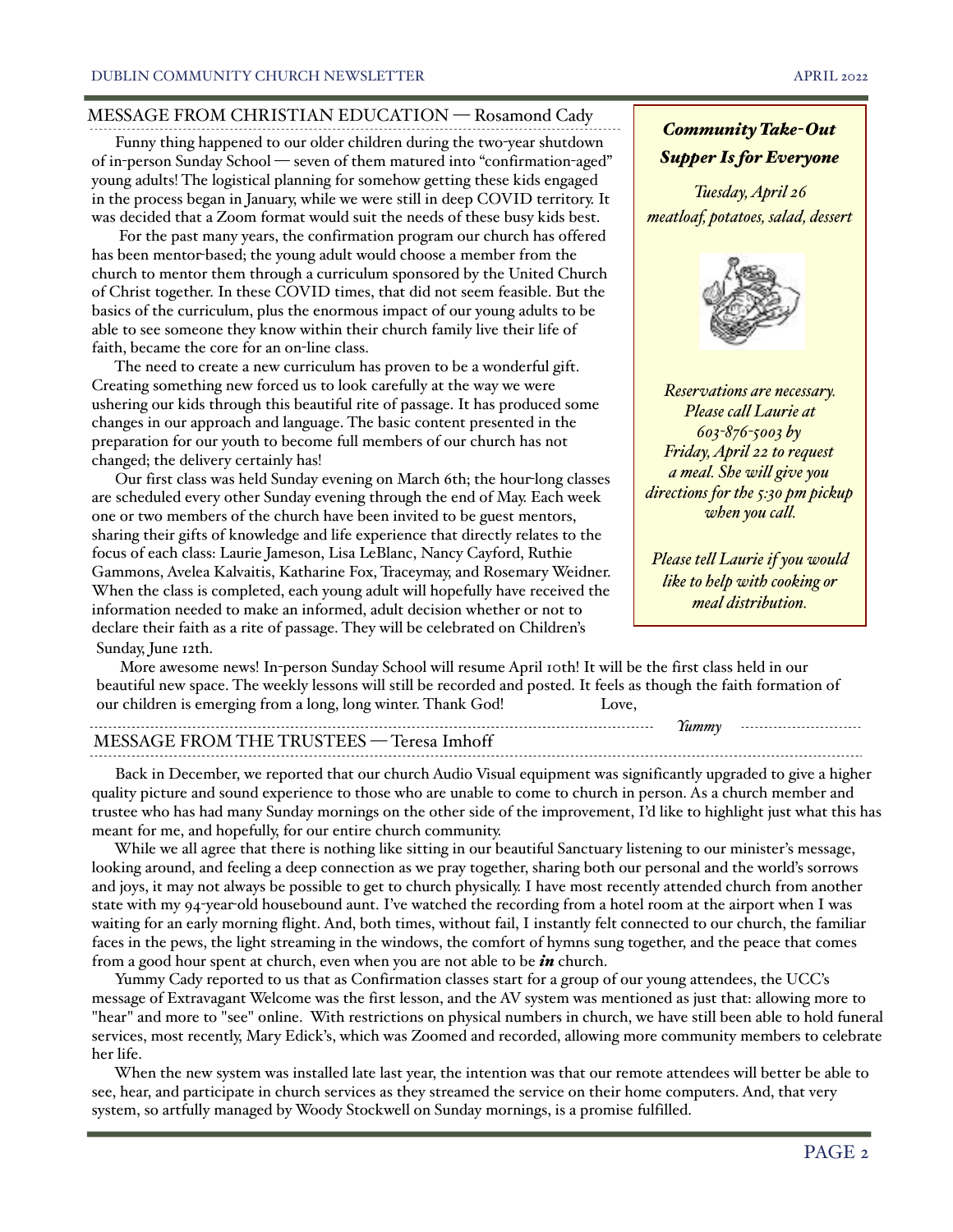## MESSAGE FROM CHRISTIAN EDUCATION — Rosamond Cady

Funny thing happened to our older children during the two-year shutdown of in-person Sunday School — seven of them matured into "confirmation-aged" young adults! The logistical planning for somehow getting these kids engaged in the process began in January, while we were still in deep COVID territory. It was decided that a Zoom format would suit the needs of these busy kids best.

For the past many years, the confirmation program our church has offered has been mentor-based; the young adult would choose a member from the church to mentor them through a curriculum sponsored by the United Church of Christ together. In these COVID times, that did not seem feasible. But the basics of the curriculum, plus the enormous impact of our young adults to be able to see someone they know within their church family live their life of faith, became the core for an on-line class.

The need to create a new curriculum has proven to be a wonderful gift. Creating something new forced us to look carefully at the way we were ushering our kids through this beautiful rite of passage. It has produced some changes in our approach and language. The basic content presented in the preparation for our youth to become full members of our church has not changed; the delivery certainly has!

Our first class was held Sunday evening on March 6th; the hour-long classes are scheduled every other Sunday evening through the end of May. Each week one or two members of the church have been invited to be guest mentors, sharing their gifts of knowledge and life experience that directly relates to the focus of each class: Laurie Jameson, Lisa LeBlanc, Nancy Cayford, Ruthie Gammons, Avelea Kalvaitis, Katharine Fox, Traceymay, and Rosemary Weidner. When the class is completed, each young adult will hopefully have received the information needed to make an informed, adult decision whether or not to declare their faith as a rite of passage. They will be celebrated on Children's Sunday, June 12th.

More awesome news! In-person Sunday School will resume April 10th! It will be the first class held in our beautiful new space. The weekly lessons will still be recorded and posted. It feels as though the faith formation of our children is emerging from a long, long winter. Thank God!

Love,

*Yummy*

### *Community Take-Out Supper Is for Everyone*

*Tuesday, April 26*
*meatloaf, potatoes, salad, dessert*

*Reservations are necessary. Please call Laurie at 603-876-5003 by Friday, April 22 to request a meal. She will give you directions for the 5:30 pm pickup when you call.*

*Please tell Laurie if you would like to help with cooking or meal distribution.*

## MESSAGE FROM THE TRUSTEES — Teresa Imhoff

Back in December, we reported that our church Audio Visual equipment was significantly upgraded to give a higher quality picture and sound experience to those who are unable to come to church in person. As a church member and trustee who has had many Sunday mornings on the other side of the improvement, I'd like to highlight just what this has meant for me, and hopefully, for our entire church community.

While we all agree that there is nothing like sitting in our beautiful Sanctuary listening to our minister's message, looking around, and feeling a deep connection as we pray together, sharing both our personal and the world's sorrows and joys, it may not always be possible to get to church physically. I have most recently attended church from another state with my 94-year-old housebound aunt. I've watched the recording from a hotel room at the airport when I was waiting for an early morning flight. And, both times, without fail, I instantly felt connected to our church, the familiar faces in the pews, the light streaming in the windows, the comfort of hymns sung together, and the peace that comes from a good hour spent at church, even when you are not able to be ***in*** church.

Yummy Cady reported to us that as Confirmation classes start for a group of our young attendees, the UCC's message of Extravagant Welcome was the first lesson, and the AV system was mentioned as just that: allowing more to "hear" and more to "see" online. With restrictions on physical numbers in church, we have still been able to hold funeral services, most recently, Mary Edick's, which was Zoomed and recorded, allowing more community members to celebrate her life.

When the new system was installed late last year, the intention was that our remote attendees will better be able to see, hear, and participate in church services as they streamed the service on their home computers. And, that very system, so artfully managed by Woody Stockwell on Sunday mornings, is a promise fulfilled.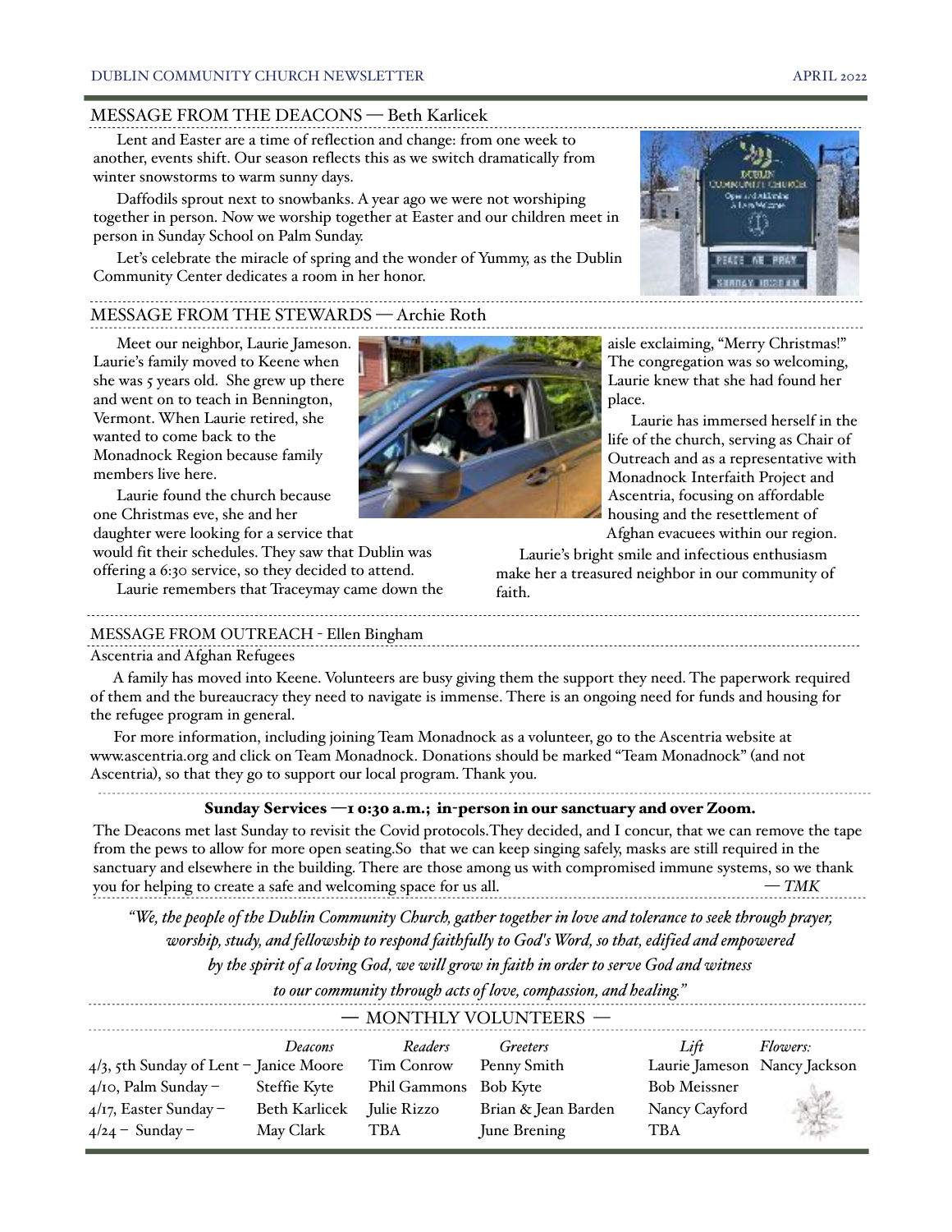## MESSAGE FROM THE DEACONS — Beth Karlicek

Lent and Easter are a time of reflection and change: from one week to another, events shift. Our season reflects this as we switch dramatically from winter snowstorms to warm sunny days.

Daffodils sprout next to snowbanks. A year ago we were not worshiping together in person. Now we worship together at Easter and our children meet in person in Sunday School on Palm Sunday.

Let's celebrate the miracle of spring and the wonder of Yummy, as the Dublin Community Center dedicates a room in her honor.

## MESSAGE FROM THE STEWARDS — Archie Roth

Meet our neighbor, Laurie Jameson. Laurie's family moved to Keene when she was 5 years old. She grew up there and went on to teach in Bennington, Vermont. When Laurie retired, she wanted to come back to the Monadnock Region because family members live here.

Laurie found the church because one Christmas eve, she and her daughter were looking for a service that would fit their schedules. They saw that Dublin was offering a 6:30 service, so they decided to attend.

Laurie remembers that Traceymay came down the aisle exclaiming, "Merry Christmas!" The congregation was so welcoming, Laurie knew that she had found her place.

Laurie has immersed herself in the life of the church, serving as Chair of Outreach and as a representative with Monadnock Interfaith Project and Ascentria, focusing on affordable housing and the resettlement of Afghan evacuees within our region.

Laurie's bright smile and infectious enthusiasm make her a treasured neighbor in our community of faith.

## MESSAGE FROM OUTREACH - Ellen Bingham

Ascentria and Afghan Refugees

A family has moved into Keene. Volunteers are busy giving them the support they need. The paperwork required of them and the bureaucracy they need to navigate is immense. There is an ongoing need for funds and housing for the refugee program in general.

For more information, including joining Team Monadnock as a volunteer, go to the Ascentria website at www.ascentria.org and click on Team Monadnock. Donations should be marked "Team Monadnock" (and not Ascentria), so that they go to support our local program. Thank you.

**Sunday Services —10:30 a.m.; in-person in our sanctuary and over Zoom.**

The Deacons met last Sunday to revisit the Covid protocols.They decided, and I concur, that we can remove the tape from the pews to allow for more open seating.So that we can keep singing safely, masks are still required in the sanctuary and elsewhere in the building. There are those among us with compromised immune systems, so we thank you for helping to create a safe and welcoming space for us all. — *TMK*

*"We, the people of the Dublin Community Church, gather together in love and tolerance to seek through prayer, worship, study, and fellowship to respond faithfully to God's Word, so that, edified and empowered by the spirit of a loving God, we will grow in faith in order to serve God and witness to our community through acts of love, compassion, and healing."*

## — MONTHLY VOLUNTEERS —

| | *Deacons* | *Readers* | *Greeters* | *Lift* | *Flowers:* |
|---|---|---|---|---|---|
| 4/3, 5th Sunday of Lent – | Janice Moore | Tim Conrow | Penny Smith | Laurie Jameson | Nancy Jackson |
| 4/10, Palm Sunday – | Steffie Kyte | Phil Gammons | Bob Kyte | Bob Meissner | |
| 4/17, Easter Sunday – | Beth Karlicek | Julie Rizzo | Brian & Jean Barden | Nancy Cayford | |
| 4/24 – Sunday – | May Clark | TBA | June Brening | TBA | |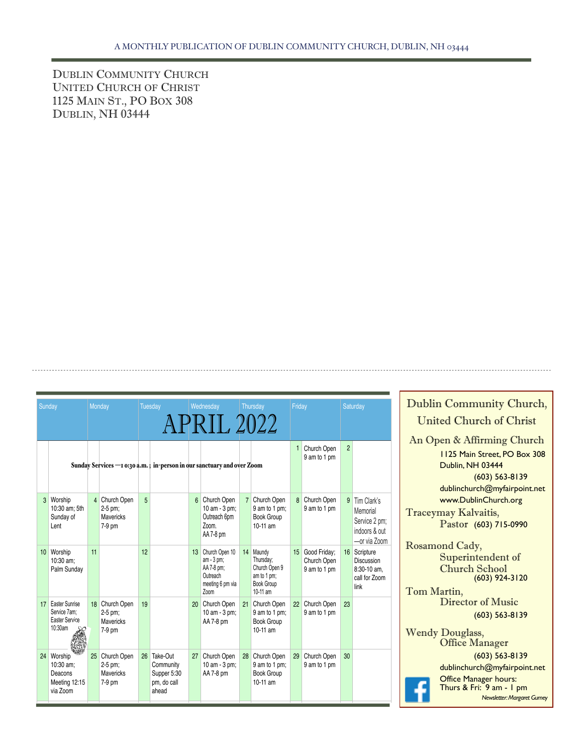A MONTHLY PUBLICATION OF DUBLIN COMMUNITY CHURCH, DUBLIN, NH 03444

DUBLIN COMMUNITY CHURCH
UNITED CHURCH OF CHRIST
1125 MAIN ST., PO BOX 308
DUBLIN, NH 03444

# APRIL 2022

| Sunday | Monday | Tuesday | Wednesday | Thursday | Friday | Saturday |
|---|---|---|---|---|---|---|
| **Sunday Services —10:30 a.m.; in-person in our sanctuary and over Zoom** | | | | | 1 Church Open 9 am to 1 pm | 2 |
| 3 Worship 10:30 am; 5th Sunday of Lent | 4 Church Open 2-5 pm; Mavericks 7-9 pm | 5 | 6 Church Open 10 am - 3 pm; Outreach 6pm Zoom. AA 7-8 pm | 7 Church Open 9 am to 1 pm; Book Group 10-11 am | 8 Church Open 9 am to 1 pm | 9 Tim Clark's Memorial Service 2 pm; indoors & out —or via Zoom |
| 10 Worship 10:30 am; Palm Sunday | 11 | 12 | 13 Church Open 10 am - 3 pm; AA 7-8 pm; Outreach meeting 6 pm via Zoom | 14 Maundy Thursday; Church Open 9 am to 1 pm; Book Group 10-11 am | 15 Good Friday; Church Open 9 am to 1 pm | 16 Scripture Discussion 8:30-10 am, call for Zoom link |
| 17 Easter Sunrise Service 7am; Easter Service 10:30am | 18 Church Open 2-5 pm; Mavericks 7-9 pm | 19 | 20 Church Open 10 am - 3 pm; AA 7-8 pm | 21 Church Open 9 am to 1 pm; Book Group 10-11 am | 22 Church Open 9 am to 1 pm | 23 |
| 24 Worship 10:30 am; Deacons Meeting 12:15 via Zoom | 25 Church Open 2-5 pm; Mavericks 7-9 pm | 26 Take-Out Community Supper 5:30 pm, do call ahead | 27 Church Open 10 am - 3 pm; AA 7-8 pm | 28 Church Open 9 am to 1 pm; Book Group 10-11 am | 29 Church Open 9 am to 1 pm | 30 |

## Dublin Community Church, United Church of Christ

An Open & Affirming Church

1125 Main Street, PO Box 308
Dublin, NH 03444
(603) 563-8139
dublinchurch@myfairpoint.net
www.DublinChurch.org

Traceymay Kalvaitis, Pastor (603) 715-0990

Rosamond Cady, Superintendent of Church School (603) 924-3120

Tom Martin, Director of Music (603) 563-8139

Wendy Douglass, Office Manager (603) 563-8139
dublinchurch@myfairpoint.net
Office Manager hours: Thurs & Fri: 9 am - 1 pm

*Newsletter: Margaret Gurney*